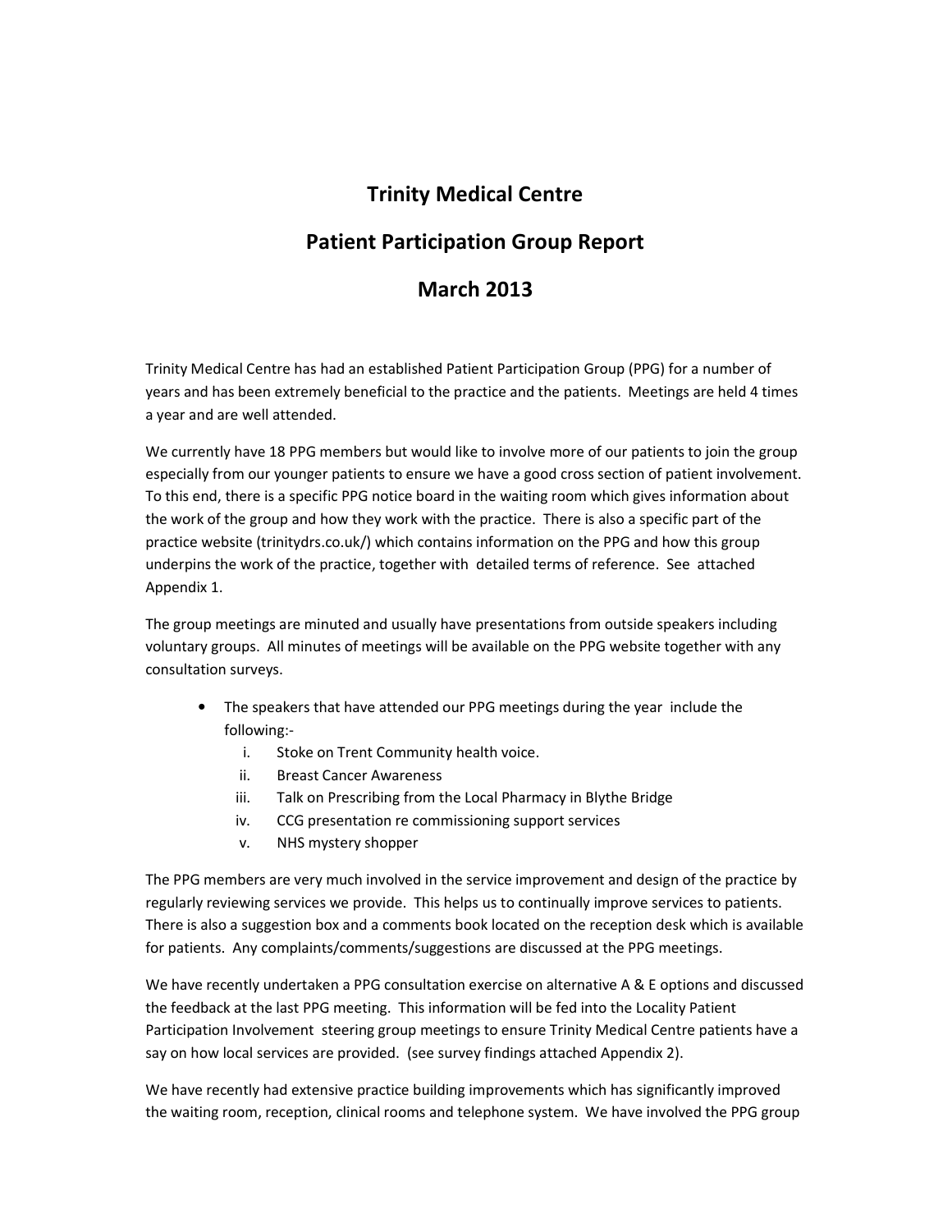# Trinity Medical Centre

## Patient Participation Group Report

## March 2013

Trinity Medical Centre has had an established Patient Participation Group (PPG) for a number of years and has been extremely beneficial to the practice and the patients. Meetings are held 4 times a year and are well attended.

We currently have 18 PPG members but would like to involve more of our patients to join the group especially from our younger patients to ensure we have a good cross section of patient involvement. To this end, there is a specific PPG notice board in the waiting room which gives information about the work of the group and how they work with the practice. There is also a specific part of the practice website (trinitydrs.co.uk/) which contains information on the PPG and how this group underpins the work of the practice, together with detailed terms of reference. See attached Appendix 1.

The group meetings are minuted and usually have presentations from outside speakers including voluntary groups. All minutes of meetings will be available on the PPG website together with any consultation surveys.

- The speakers that have attended our PPG meetings during the year include the following:-
  - i. Stoke on Trent Community health voice.
  - ii. Breast Cancer Awareness
  - iii. Talk on Prescribing from the Local Pharmacy in Blythe Bridge
  - iv. CCG presentation re commissioning support services
  - v. NHS mystery shopper

The PPG members are very much involved in the service improvement and design of the practice by regularly reviewing services we provide. This helps us to continually improve services to patients. There is also a suggestion box and a comments book located on the reception desk which is available for patients. Any complaints/comments/suggestions are discussed at the PPG meetings.

We have recently undertaken a PPG consultation exercise on alternative A & E options and discussed the feedback at the last PPG meeting. This information will be fed into the Locality Patient Participation Involvement steering group meetings to ensure Trinity Medical Centre patients have a say on how local services are provided. (see survey findings attached Appendix 2).

We have recently had extensive practice building improvements which has significantly improved the waiting room, reception, clinical rooms and telephone system. We have involved the PPG group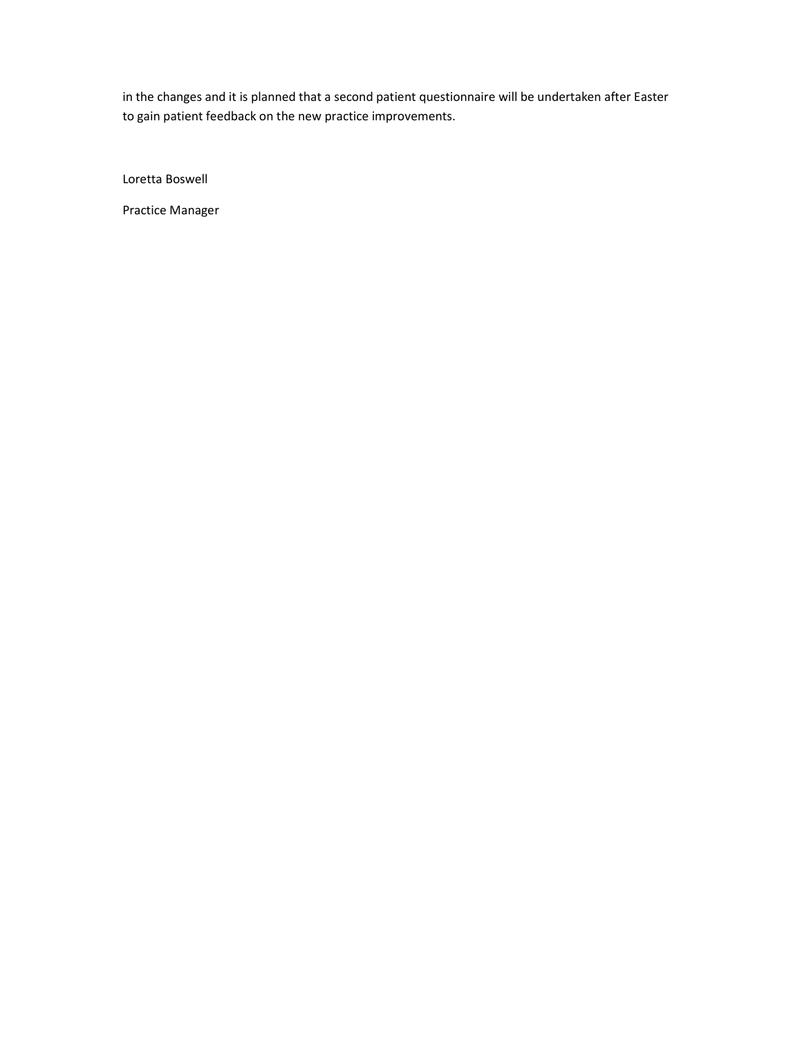in the changes and it is planned that a second patient questionnaire will be undertaken after Easter to gain patient feedback on the new practice improvements.

Loretta Boswell

Practice Manager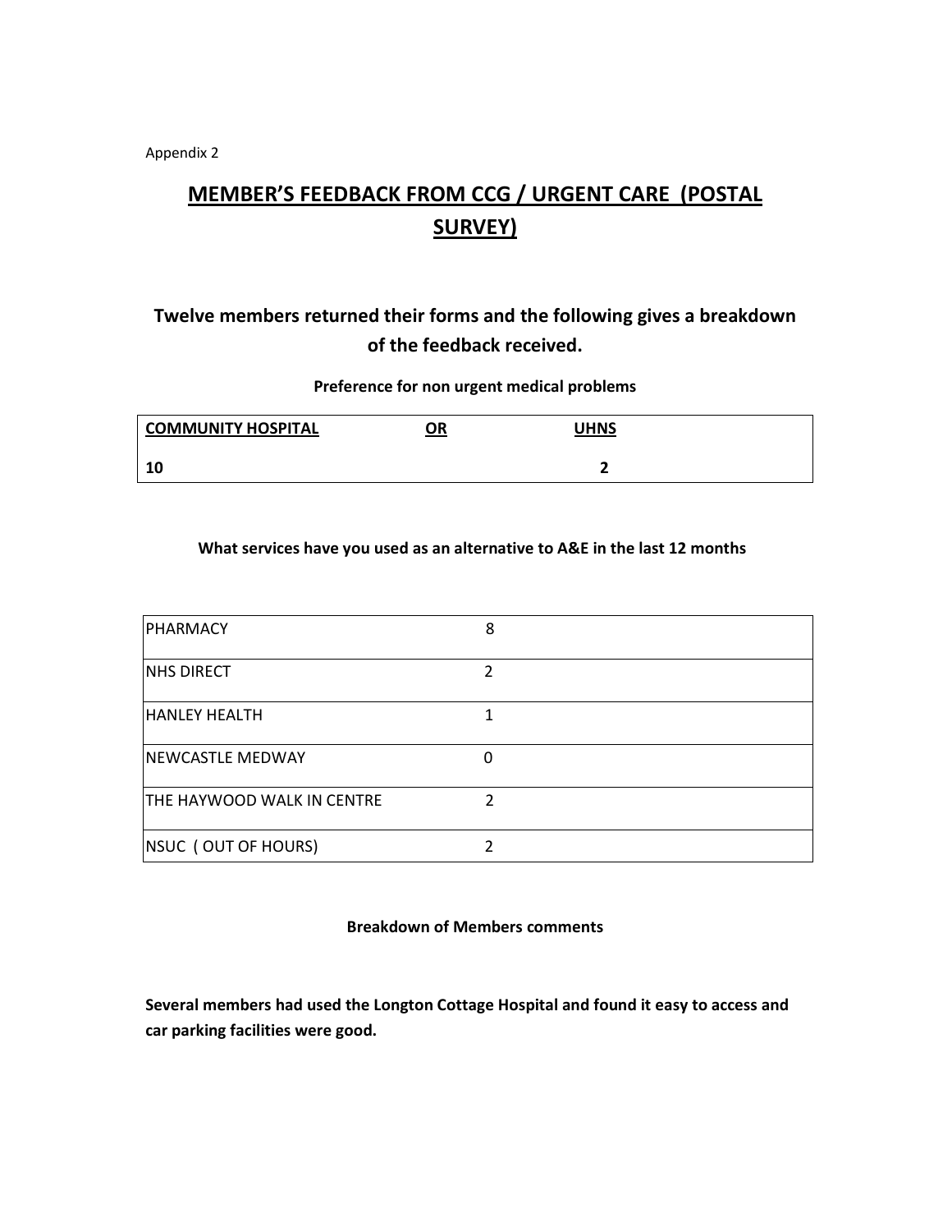Appendix 2

# MEMBER'S FEEDBACK FROM CCG / URGENT CARE (POSTAL SURVEY)

## Twelve members returned their forms and the following gives a breakdown of the feedback received.

**Preference for non urgent medical problems**

| COMMUNITY HOSPITAL | OR | UHNS |
|---|---|---|
| 10 | | 2 |

**What services have you used as an alternative to A&E in the last 12 months**

| | |
|---|---|
| PHARMACY | 8 |
| NHS DIRECT | 2 |
| HANLEY HEALTH | 1 |
| NEWCASTLE MEDWAY | 0 |
| THE HAYWOOD WALK IN CENTRE | 2 |
| NSUC ( OUT OF HOURS) | 2 |

**Breakdown of Members comments**

**Several members had used the Longton Cottage Hospital and found it easy to access and car parking facilities were good.**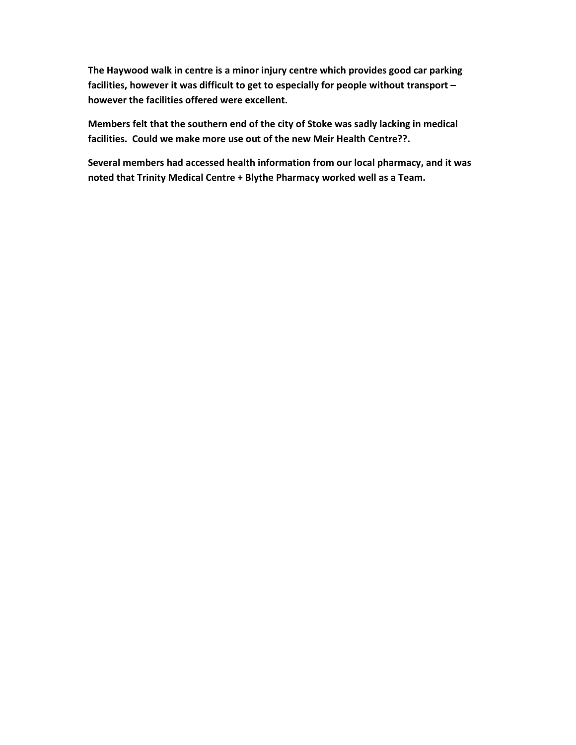**The Haywood walk in centre is a minor injury centre which provides good car parking facilities, however it was difficult to get to especially for people without transport – however the facilities offered were excellent.**

**Members felt that the southern end of the city of Stoke was sadly lacking in medical facilities. Could we make more use out of the new Meir Health Centre??.**

**Several members had accessed health information from our local pharmacy, and it was noted that Trinity Medical Centre + Blythe Pharmacy worked well as a Team.**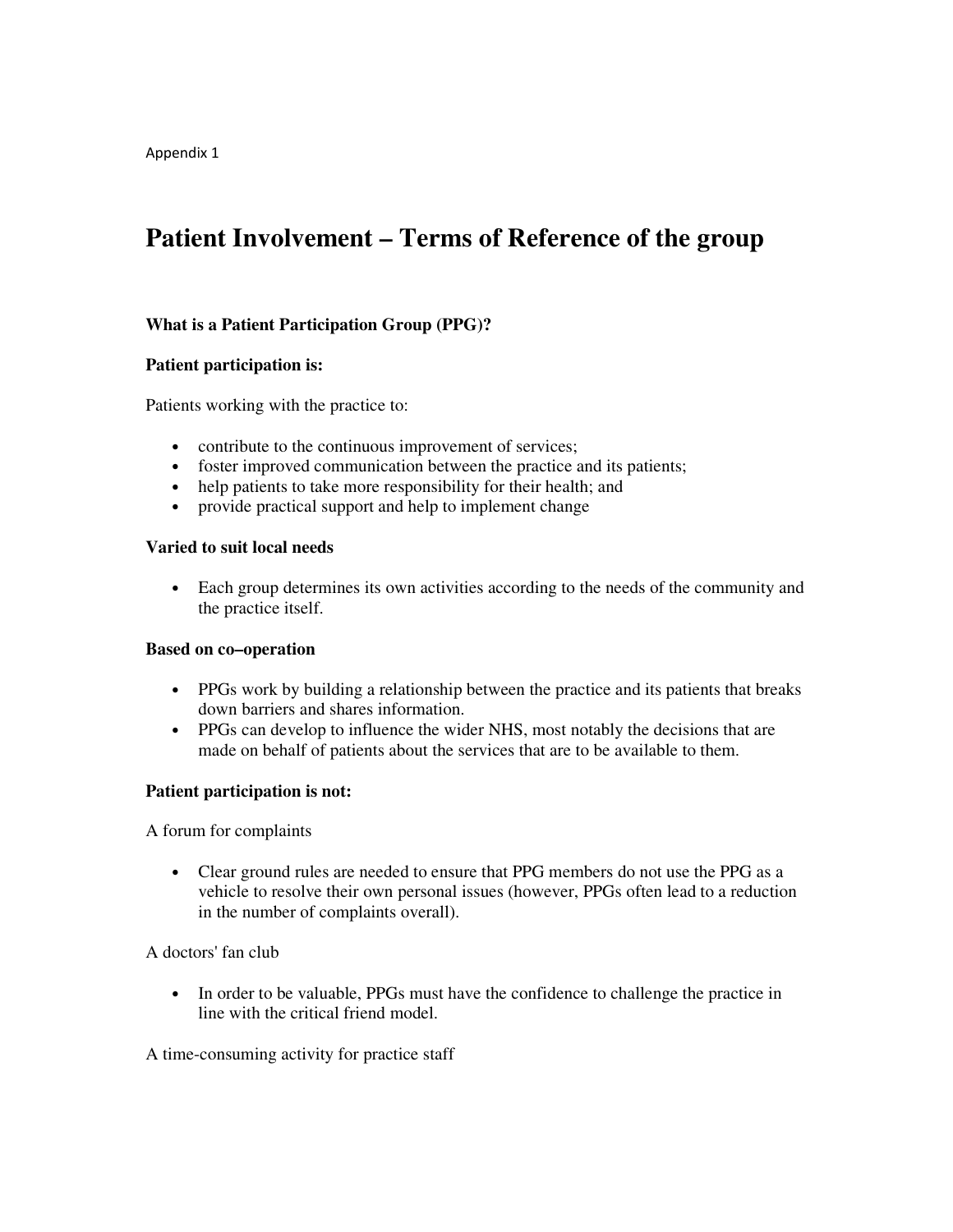Appendix 1

# Patient Involvement – Terms of Reference of the group

### What is a Patient Participation Group (PPG)?

**Patient participation is:**

Patients working with the practice to:

- contribute to the continuous improvement of services;
- foster improved communication between the practice and its patients;
- help patients to take more responsibility for their health; and
- provide practical support and help to implement change

**Varied to suit local needs**

- Each group determines its own activities according to the needs of the community and the practice itself.

**Based on co–operation**

- PPGs work by building a relationship between the practice and its patients that breaks down barriers and shares information.
- PPGs can develop to influence the wider NHS, most notably the decisions that are made on behalf of patients about the services that are to be available to them.

**Patient participation is not:**

A forum for complaints

- Clear ground rules are needed to ensure that PPG members do not use the PPG as a vehicle to resolve their own personal issues (however, PPGs often lead to a reduction in the number of complaints overall).

A doctors' fan club

- In order to be valuable, PPGs must have the confidence to challenge the practice in line with the critical friend model.

A time-consuming activity for practice staff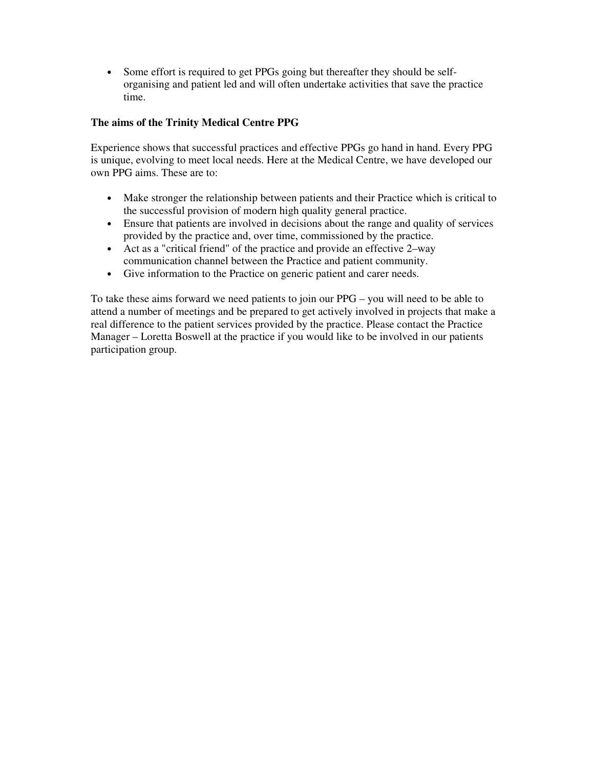- Some effort is required to get PPGs going but thereafter they should be self-organising and patient led and will often undertake activities that save the practice time.

**The aims of the Trinity Medical Centre PPG**

Experience shows that successful practices and effective PPGs go hand in hand. Every PPG is unique, evolving to meet local needs. Here at the Medical Centre, we have developed our own PPG aims. These are to:

- Make stronger the relationship between patients and their Practice which is critical to the successful provision of modern high quality general practice.
- Ensure that patients are involved in decisions about the range and quality of services provided by the practice and, over time, commissioned by the practice.
- Act as a "critical friend" of the practice and provide an effective 2–way communication channel between the Practice and patient community.
- Give information to the Practice on generic patient and carer needs.

To take these aims forward we need patients to join our PPG – you will need to be able to attend a number of meetings and be prepared to get actively involved in projects that make a real difference to the patient services provided by the practice. Please contact the Practice Manager – Loretta Boswell at the practice if you would like to be involved in our patients participation group.